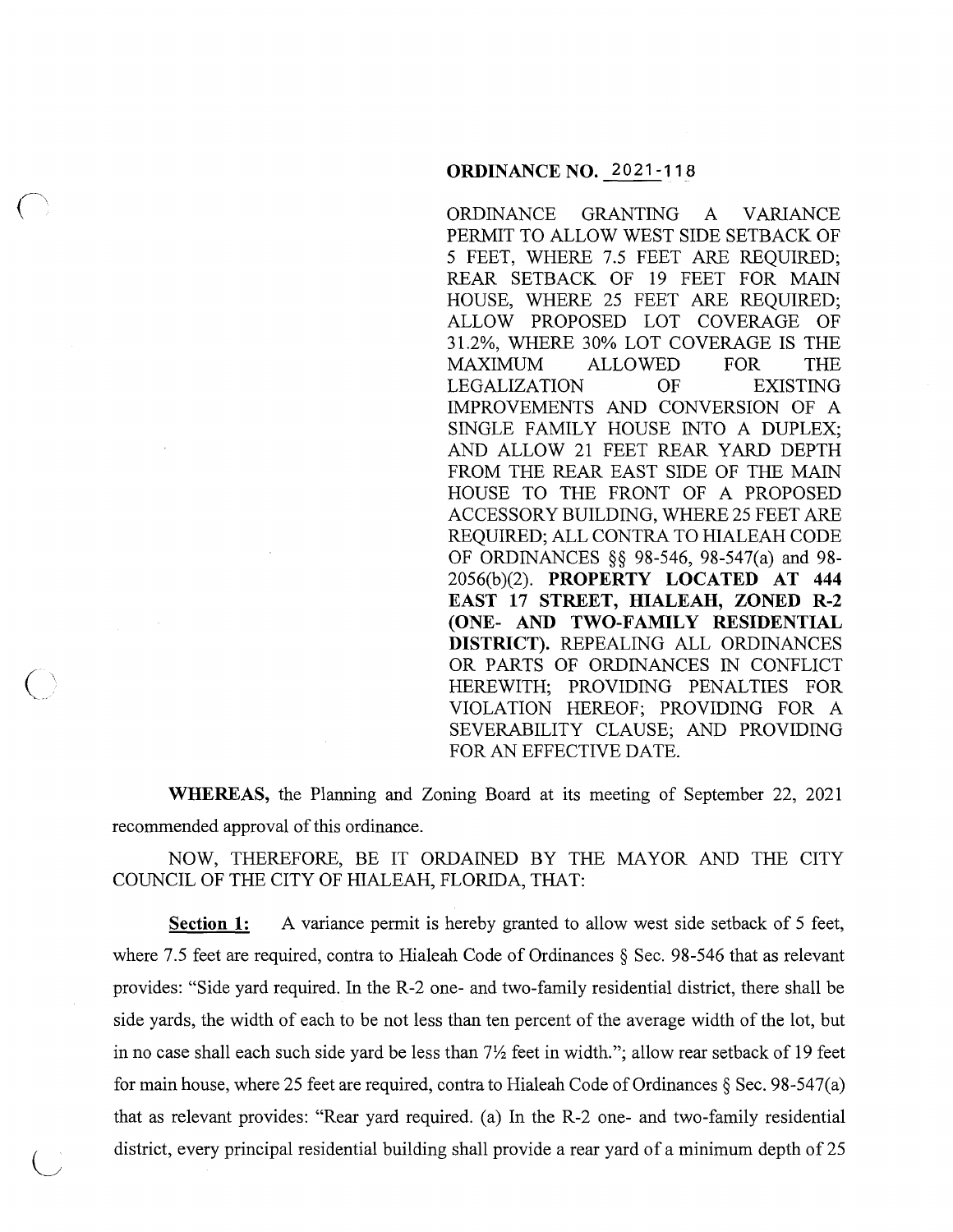**ORDINANCE NO. 2021-118**

ORDINANCE GRANTING A VARIANCE PERMIT TO ALLOW WEST SIDE SETBACK OF 5 FEET, WHERE 7.5 FEET ARE REQUIRED; REAR SETBACK OF 19 FEET FOR MAIN HOUSE, WHERE 25 FEET ARE REQUIRED; ALLOW PROPOSED LOT COVERAGE OF 31.2%, WHERE 30% LOT COVERAGE IS THE MAXIMUM ALLOWED FOR THE LEGALIZATION OF EXISTING IMPROVEMENTS AND CONVERSION OF A SINGLE FAMILY HOUSE INTO A DUPLEX; AND ALLOW 21 FEET REAR YARD DEPTH FROM THE REAR EAST SIDE OF THE MAIN HOUSE TO THE FRONT OF A PROPOSED ACCESSORY BUILDING, WHERE 25 FEET ARE REQUIRED; ALL CONTRA TO HIALEAH CODE OF ORDINANCES §§ 98-546, 98-547(a) and 98-2056(b)(2). **PROPERTY LOCATED AT 444 EAST 17 STREET, HIALEAH, ZONED R-2 (ONE- AND TWO-FAMILY RESIDENTIAL DISTRICT).** REPEALING ALL ORDINANCES OR PARTS OF ORDINANCES IN CONFLICT HEREWITH; PROVIDING PENALTIES FOR VIOLATION HEREOF; PROVIDING FOR A SEVERABILITY CLAUSE; AND PROVIDING FOR AN EFFECTIVE DATE.

**WHEREAS,** the Planning and Zoning Board at its meeting of September 22, 2021 recommended approval of this ordinance.

NOW, THEREFORE, BE IT ORDAINED BY THE MAYOR AND THE CITY COUNCIL OF THE CITY OF HIALEAH, FLORIDA, THAT:

**Section 1:** A variance permit is hereby granted to allow west side setback of 5 feet, where 7.5 feet are required, contra to Hialeah Code of Ordinances § Sec. 98-546 that as relevant provides: "Side yard required. In the R-2 one- and two-family residential district, there shall be side yards, the width of each to be not less than ten percent of the average width of the lot, but in no case shall each such side yard be less than 7½ feet in width."; allow rear setback of 19 feet for main house, where 25 feet are required, contra to Hialeah Code of Ordinances § Sec. 98-547(a) that as relevant provides: "Rear yard required. (a) In the R-2 one- and two-family residential district, every principal residential building shall provide a rear yard of a minimum depth of 25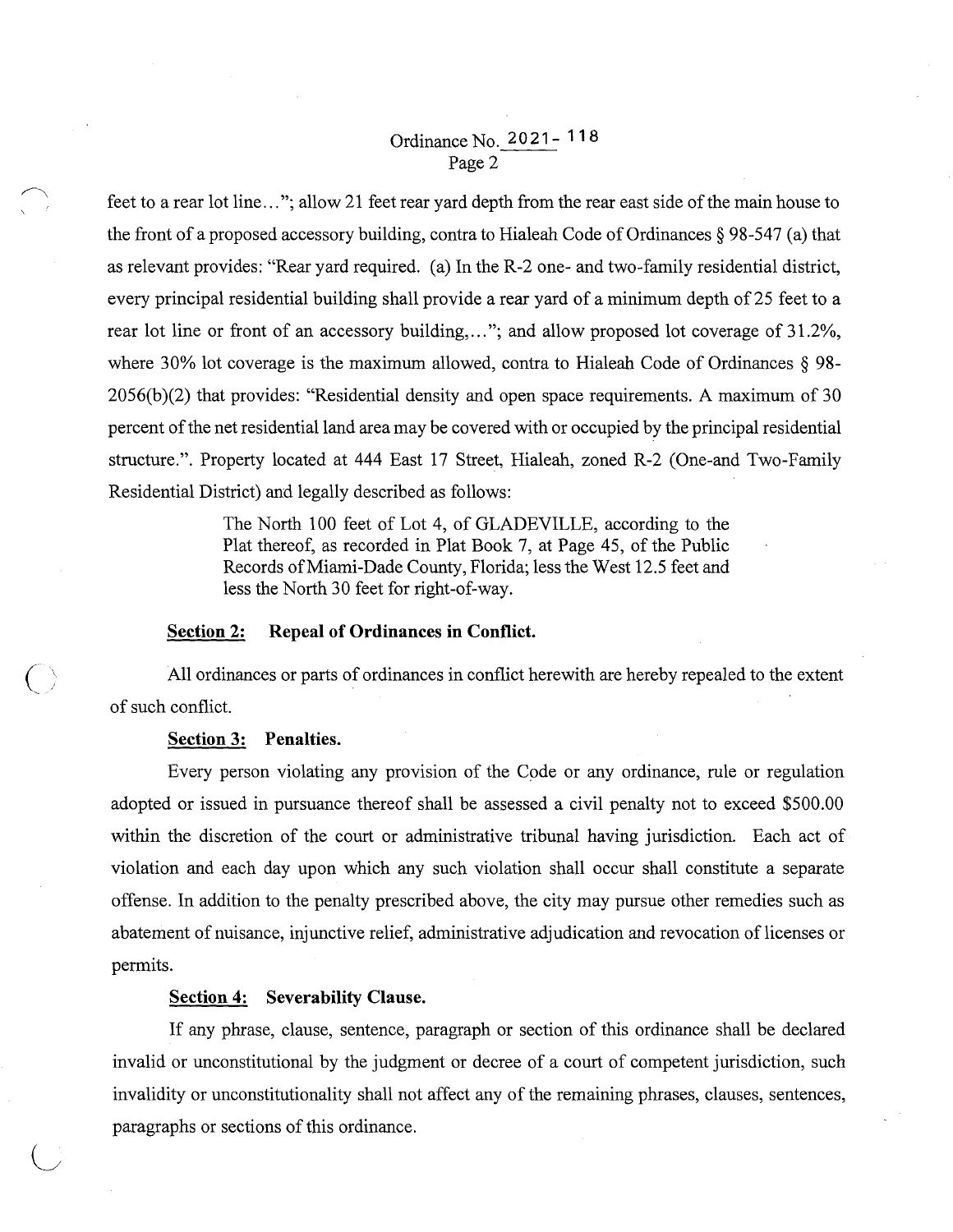feet to a rear lot line…"; allow 21 feet rear yard depth from the rear east side of the main house to the front of a proposed accessory building, contra to Hialeah Code of Ordinances § 98-547 (a) that as relevant provides: "Rear yard required. (a) In the R-2 one- and two-family residential district, every principal residential building shall provide a rear yard of a minimum depth of 25 feet to a rear lot line or front of an accessory building,…"; and allow proposed lot coverage of 31.2%, where 30% lot coverage is the maximum allowed, contra to Hialeah Code of Ordinances § 98-2056(b)(2) that provides: "Residential density and open space requirements. A maximum of 30 percent of the net residential land area may be covered with or occupied by the principal residential structure.". Property located at 444 East 17 Street, Hialeah, zoned R-2 (One-and Two-Family Residential District) and legally described as follows:

> The North 100 feet of Lot 4, of GLADEVILLE, according to the Plat thereof, as recorded in Plat Book 7, at Page 45, of the Public Records of Miami-Dade County, Florida; less the West 12.5 feet and less the North 30 feet for right-of-way.

**Section 2: Repeal of Ordinances in Conflict.**

All ordinances or parts of ordinances in conflict herewith are hereby repealed to the extent of such conflict.

**Section 3: Penalties.**

Every person violating any provision of the Code or any ordinance, rule or regulation adopted or issued in pursuance thereof shall be assessed a civil penalty not to exceed $500.00 within the discretion of the court or administrative tribunal having jurisdiction. Each act of violation and each day upon which any such violation shall occur shall constitute a separate offense. In addition to the penalty prescribed above, the city may pursue other remedies such as abatement of nuisance, injunctive relief, administrative adjudication and revocation of licenses or permits.

**Section 4: Severability Clause.**

If any phrase, clause, sentence, paragraph or section of this ordinance shall be declared invalid or unconstitutional by the judgment or decree of a court of competent jurisdiction, such invalidity or unconstitutionality shall not affect any of the remaining phrases, clauses, sentences, paragraphs or sections of this ordinance.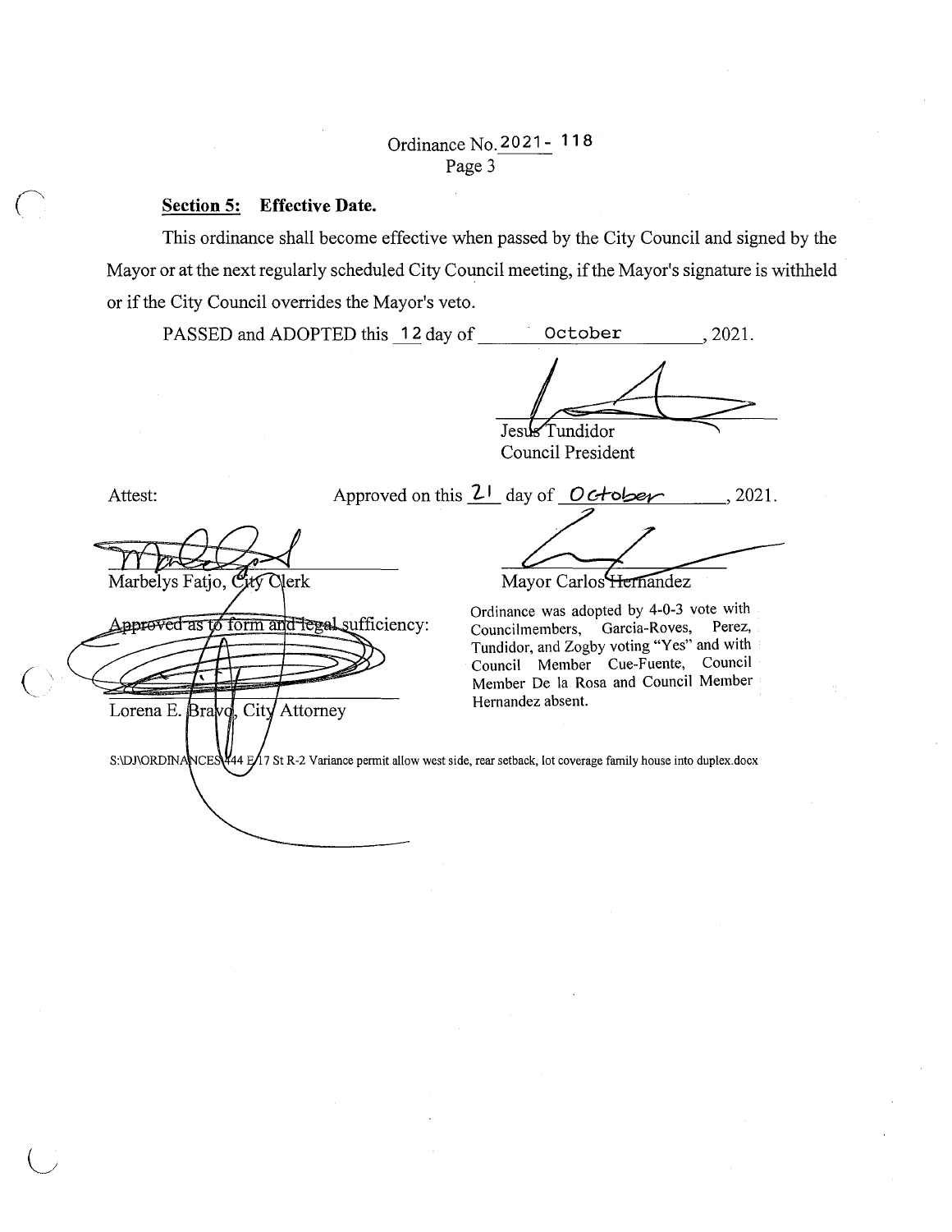Ordinance No. 2021- 118

**Section 5: Effective Date.**

This ordinance shall become effective when passed by the City Council and signed by the Mayor or at the next regularly scheduled City Council meeting, if the Mayor's signature is withheld or if the City Council overrides the Mayor's veto.

PASSED and ADOPTED this 12 day of October, 2021.

Jesus Tundidor
Council President

Attest:

Approved on this 21 day of October, 2021.

Marbelys Fatjo, City Clerk

Mayor Carlos Hernandez

Approved as to form and legal sufficiency:

Lorena E. Bravo, City Attorney

Ordinance was adopted by 4-0-3 vote with Councilmembers, Garcia-Roves, Perez, Tundidor, and Zogby voting "Yes" and with Council Member Cue-Fuente, Council Member De la Rosa and Council Member Hernandez absent.

S:\DJ\ORDINANCES\444 E 17 St R-2 Variance permit allow west side, rear setback, lot coverage family house into duplex.docx